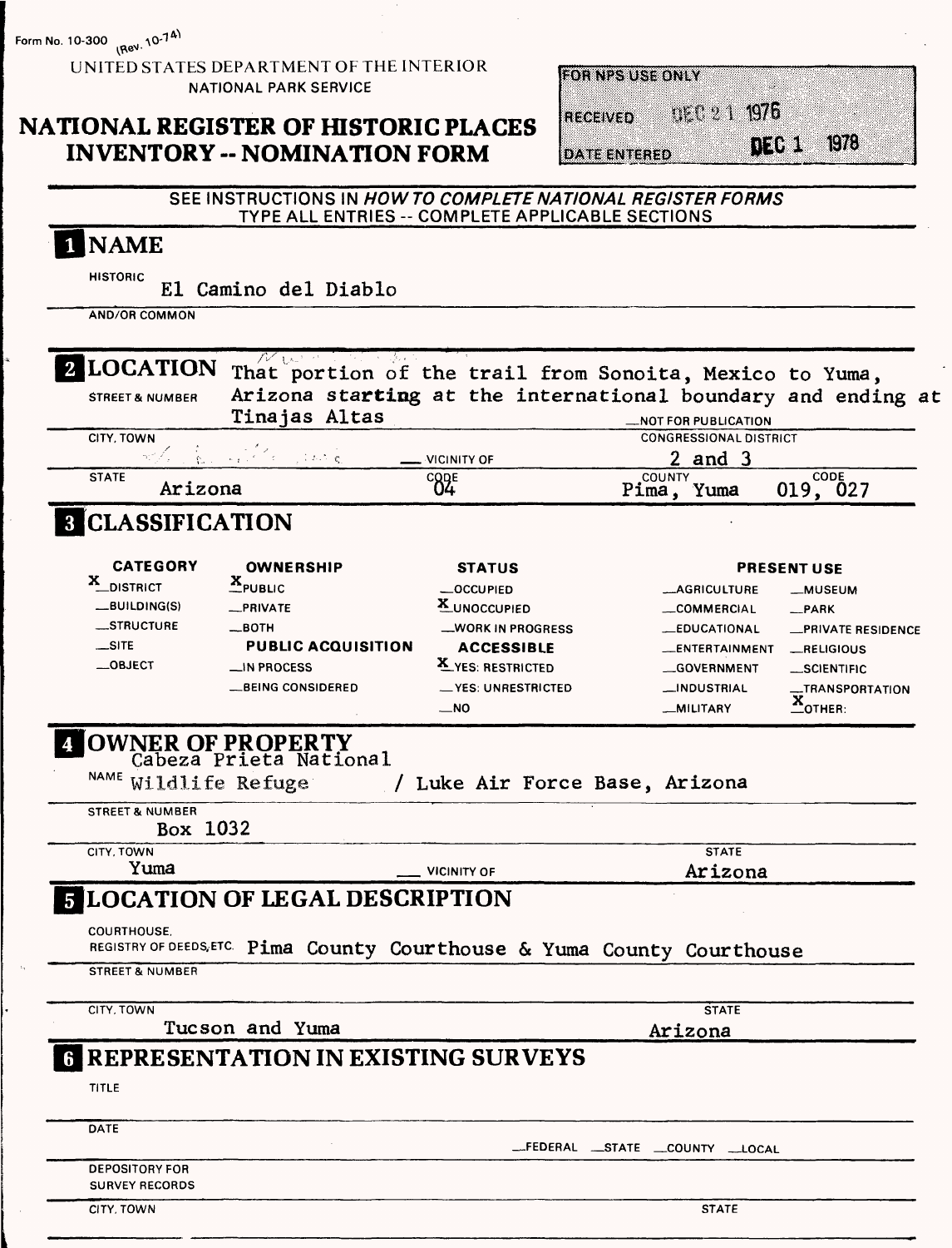Form No. 10-300 (Rev. 10-74)

UNITED STATES DEPARTMENT OF THE INTERIOR
NATIONAL PARK SERVICE

# NATIONAL REGISTER OF HISTORIC PLACES INVENTORY -- NOMINATION FORM

| FOR NPS USE ONLY | |
|---|---|
| RECEIVED | DEC 21 1976 |
| DATE ENTERED | DEC 1 1978 |

SEE INSTRUCTIONS IN *HOW TO COMPLETE NATIONAL REGISTER FORMS*
TYPE ALL ENTRIES -- COMPLETE APPLICABLE SECTIONS

## 1 NAME

HISTORIC El Camino del Diablo

AND/OR COMMON

## 2 LOCATION

STREET & NUMBER That portion of the trail from Sonoita, Mexico to Yuma, Arizona starting at the international boundary and ending at Tinajas Altas

__NOT FOR PUBLICATION

CITY, TOWN __ VICINITY OF

CONGRESSIONAL DISTRICT 2 and 3

STATE Arizona CODE 04 COUNTY Pima, Yuma CODE 019, 027

## 3 CLASSIFICATION

| CATEGORY | OWNERSHIP | STATUS | PRESENT USE | |
|---|---|---|---|---|
| X DISTRICT | X PUBLIC | __OCCUPIED | __AGRICULTURE | __MUSEUM |
| __BUILDING(S) | __PRIVATE | X UNOCCUPIED | __COMMERCIAL | __PARK |
| __STRUCTURE | __BOTH | __WORK IN PROGRESS | __EDUCATIONAL | __PRIVATE RESIDENCE |
| __SITE | **PUBLIC ACQUISITION** | **ACCESSIBLE** | __ENTERTAINMENT | __RELIGIOUS |
| __OBJECT | __IN PROCESS | X YES: RESTRICTED | __GOVERNMENT | __SCIENTIFIC |
| | __BEING CONSIDERED | __YES: UNRESTRICTED | __INDUSTRIAL | __TRANSPORTATION |
| | | __NO | __MILITARY | X OTHER: |

## 4 OWNER OF PROPERTY

NAME Cabeza Prieta National Wildlife Refuge / Luke Air Force Base, Arizona

STREET & NUMBER Box 1032

CITY, TOWN Yuma __ VICINITY OF STATE Arizona

## 5 LOCATION OF LEGAL DESCRIPTION

COURTHOUSE, REGISTRY OF DEEDS, ETC. Pima County Courthouse & Yuma County Courthouse

STREET & NUMBER

CITY, TOWN Tucson and Yuma STATE Arizona

## 6 REPRESENTATION IN EXISTING SURVEYS

TITLE

DATE __FEDERAL __STATE __COUNTY __LOCAL

DEPOSITORY FOR SURVEY RECORDS

CITY, TOWN STATE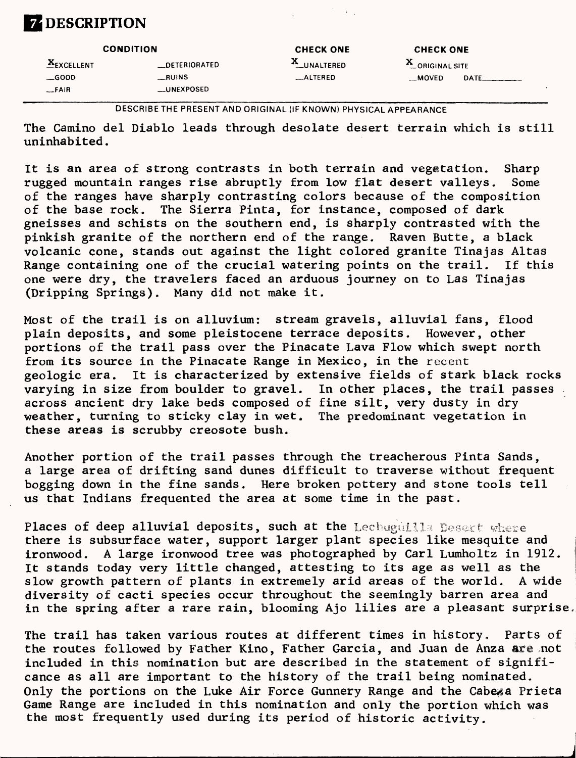# 7 DESCRIPTION

| CONDITION | | CHECK ONE | CHECK ONE |
|---|---|---|---|
| X EXCELLENT | __DETERIORATED | X UNALTERED | X ORIGINAL SITE |
| __GOOD | __RUINS | __ALTERED | __MOVED DATE______ |
| __FAIR | __UNEXPOSED | | |

DESCRIBE THE PRESENT AND ORIGINAL (IF KNOWN) PHYSICAL APPEARANCE

The Camino del Diablo leads through desolate desert terrain which is still uninhabited.

It is an area of strong contrasts in both terrain and vegetation. Sharp rugged mountain ranges rise abruptly from low flat desert valleys. Some of the ranges have sharply contrasting colors because of the composition of the base rock. The Sierra Pinta, for instance, composed of dark gneisses and schists on the southern end, is sharply contrasted with the pinkish granite of the northern end of the range. Raven Butte, a black volcanic cone, stands out against the light colored granite Tinajas Altas Range containing one of the crucial watering points on the trail. If this one were dry, the travelers faced an arduous journey on to Las Tinajas (Dripping Springs). Many did not make it.

Most of the trail is on alluvium: stream gravels, alluvial fans, flood plain deposits, and some pleistocene terrace deposits. However, other portions of the trail pass over the Pinacate Lava Flow which swept north from its source in the Pinacate Range in Mexico, in the recent geologic era. It is characterized by extensive fields of stark black rocks varying in size from boulder to gravel. In other places, the trail passes across ancient dry lake beds composed of fine silt, very dusty in dry weather, turning to sticky clay in wet. The predominant vegetation in these areas is scrubby creosote bush.

Another portion of the trail passes through the treacherous Pinta Sands, a large area of drifting sand dunes difficult to traverse without frequent bogging down in the fine sands. Here broken pottery and stone tools tell us that Indians frequented the area at some time in the past.

Places of deep alluvial deposits, such at the Lechuguilla Desert where there is subsurface water, support larger plant species like mesquite and ironwood. A large ironwood tree was photographed by Carl Lumholtz in 1912. It stands today very little changed, attesting to its age as well as the slow growth pattern of plants in extremely arid areas of the world. A wide diversity of cacti species occur throughout the seemingly barren area and in the spring after a rare rain, blooming Ajo lilies are a pleasant surprise.

The trail has taken various routes at different times in history. Parts of the routes followed by Father Kino, Father Garcia, and Juan de Anza are not included in this nomination but are described in the statement of significance as all are important to the history of the trail being nominated. Only the portions on the Luke Air Force Gunnery Range and the Cabeza Prieta Game Range are included in this nomination and only the portion which was the most frequently used during its period of historic activity.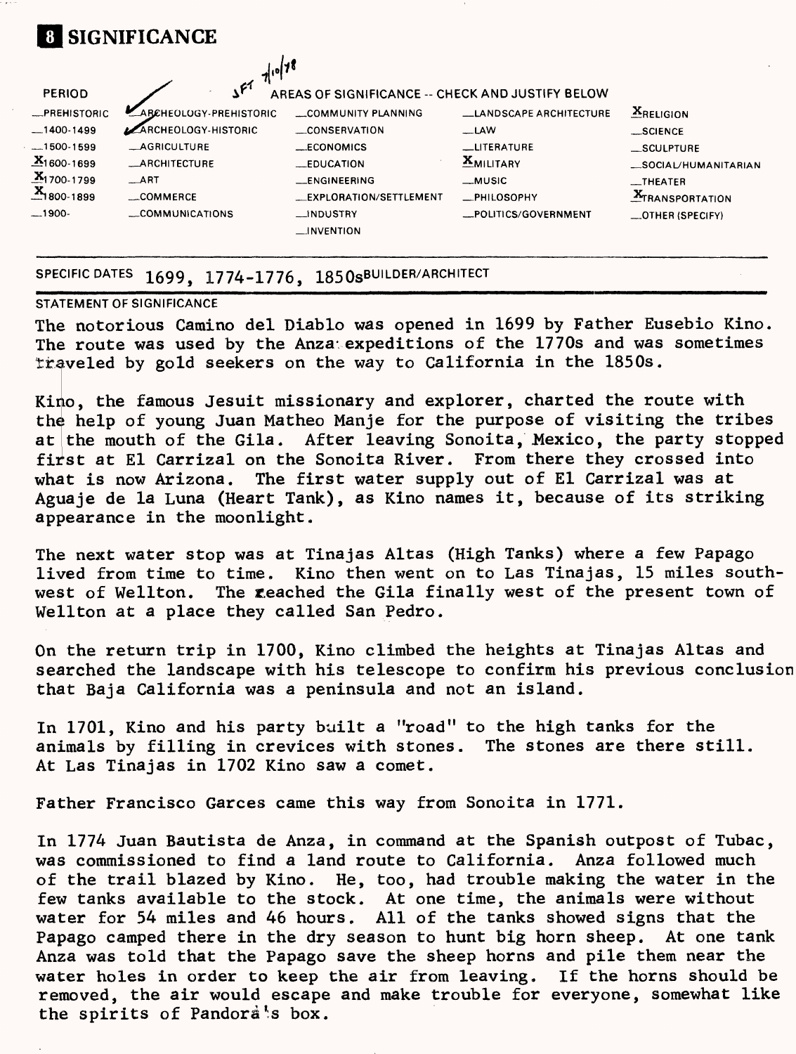# 8 SIGNIFICANCE

| PERIOD | AREAS OF SIGNIFICANCE -- CHECK AND JUSTIFY BELOW | | | |
|---|---|---|---|---|
| _PREHISTORIC | ✓ ARCHEOLOGY-PREHISTORIC | _COMMUNITY PLANNING | _LANDSCAPE ARCHITECTURE | X RELIGION |
| _1400-1499 | ✓ ARCHEOLOGY-HISTORIC | _CONSERVATION | _LAW | _SCIENCE |
| _1500-1599 | _AGRICULTURE | _ECONOMICS | _LITERATURE | _SCULPTURE |
| X 1600-1699 | _ARCHITECTURE | _EDUCATION | X MILITARY | _SOCIAL/HUMANITARIAN |
| X 1700-1799 | _ART | _ENGINEERING | _MUSIC | _THEATER |
| X 1800-1899 | _COMMERCE | _EXPLORATION/SETTLEMENT | _PHILOSOPHY | X TRANSPORTATION |
| _1900- | _COMMUNICATIONS | _INDUSTRY | _POLITICS/GOVERNMENT | _OTHER (SPECIFY) |
| | | _INVENTION | | |

SFT 7/10/78

SPECIFIC DATES 1699, 1774-1776, 1850s BUILDER/ARCHITECT

STATEMENT OF SIGNIFICANCE

The notorious Camino del Diablo was opened in 1699 by Father Eusebio Kino. The route was used by the Anza expeditions of the 1770s and was sometimes traveled by gold seekers on the way to California in the 1850s.

Kino, the famous Jesuit missionary and explorer, charted the route with the help of young Juan Matheo Manje for the purpose of visiting the tribes at the mouth of the Gila. After leaving Sonoita, Mexico, the party stopped first at El Carrizal on the Sonoita River. From there they crossed into what is now Arizona. The first water supply out of El Carrizal was at Aguaje de la Luna (Heart Tank), as Kino names it, because of its striking appearance in the moonlight.

The next water stop was at Tinajas Altas (High Tanks) where a few Papago lived from time to time. Kino then went on to Las Tinajas, 15 miles southwest of Wellton. The reached the Gila finally west of the present town of Wellton at a place they called San Pedro.

On the return trip in 1700, Kino climbed the heights at Tinajas Altas and searched the landscape with his telescope to confirm his previous conclusion that Baja California was a peninsula and not an island.

In 1701, Kino and his party built a "road" to the high tanks for the animals by filling in crevices with stones. The stones are there still. At Las Tinajas in 1702 Kino saw a comet.

Father Francisco Garces came this way from Sonoita in 1771.

In 1774 Juan Bautista de Anza, in command at the Spanish outpost of Tubac, was commissioned to find a land route to California. Anza followed much of the trail blazed by Kino. He, too, had trouble making the water in the few tanks available to the stock. At one time, the animals were without water for 54 miles and 46 hours. All of the tanks showed signs that the Papago camped there in the dry season to hunt big horn sheep. At one tank Anza was told that the Papago save the sheep horns and pile them near the water holes in order to keep the air from leaving. If the horns should be removed, the air would escape and make trouble for everyone, somewhat like the spirits of Pandora's box.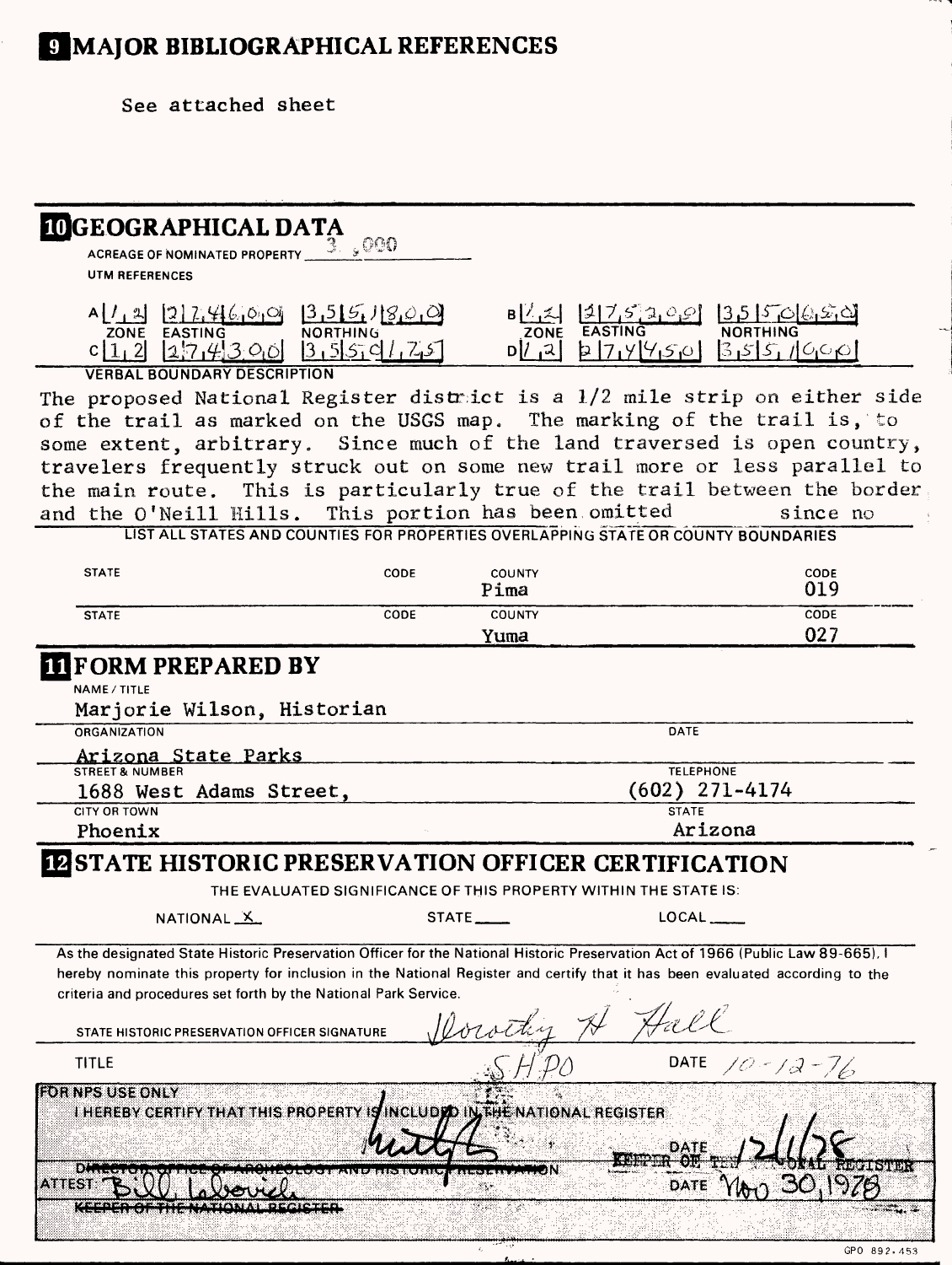## 9 MAJOR BIBLIOGRAPHICAL REFERENCES

See attached sheet

## 10 GEOGRAPHICAL DATA

ACREAGE OF NOMINATED PROPERTY 3,000

UTM REFERENCES

| | ZONE | EASTING | NORTHING |
|---|---|---|---|
| A | 1 2 | 2 7 4 6 0 0 | 3 5 5 1 8 0 0 |
| B | 1 2 | 2 7 5 2 0 0 | 3 5 5 0 6 5 0 |
| C | 1 2 | 2 7 4 3 0 0 | 3 5 5 0 1 7 5 |
| D | 1 2 | 2 7 4 4 5 0 | 3 5 5 1 9 0 0 |

VERBAL BOUNDARY DESCRIPTION

The proposed National Register district is a 1/2 mile strip on either side of the trail as marked on the USGS map. The marking of the trail is, to some extent, arbitrary. Since much of the land traversed is open country, travelers frequently struck out on some new trail more or less parallel to the main route. This is particularly true of the trail between the border and the O'Neill Hills. This portion has been omitted since no

LIST ALL STATES AND COUNTIES FOR PROPERTIES OVERLAPPING STATE OR COUNTY BOUNDARIES

| STATE | CODE | COUNTY | CODE |
|---|---|---|---|
| | | Pima | 019 |
| | | Yuma | 027 |

## 11 FORM PREPARED BY

NAME / TITLE
Marjorie Wilson, Historian

ORGANIZATION
Arizona State Parks

DATE

STREET & NUMBER
1688 West Adams Street,

TELEPHONE
(602) 271-4174

CITY OR TOWN
Phoenix

STATE
Arizona

## 12 STATE HISTORIC PRESERVATION OFFICER CERTIFICATION

THE EVALUATED SIGNIFICANCE OF THIS PROPERTY WITHIN THE STATE IS:

NATIONAL X STATE ___ LOCAL ___

As the designated State Historic Preservation Officer for the National Historic Preservation Act of 1966 (Public Law 89-665), I hereby nominate this property for inclusion in the National Register and certify that it has been evaluated according to the criteria and procedures set forth by the National Park Service.

STATE HISTORIC PRESERVATION OFFICER SIGNATURE Dorothy H Hall

TITLE SHPO DATE 10-12-76

FOR NPS USE ONLY

I HEREBY CERTIFY THAT THIS PROPERTY IS INCLUDED IN THE NATIONAL REGISTER

DATE 12/1/78

~~DIRECTOR, OFFICE OF ARCHEOLOGY AND HISTORIC PRESERVATION~~ KEEPER OF THE NATIONAL REGISTER

ATTEST: Bill Lebovich DATE Nov 30, 1978

~~KEEPER OF THE NATIONAL REGISTER~~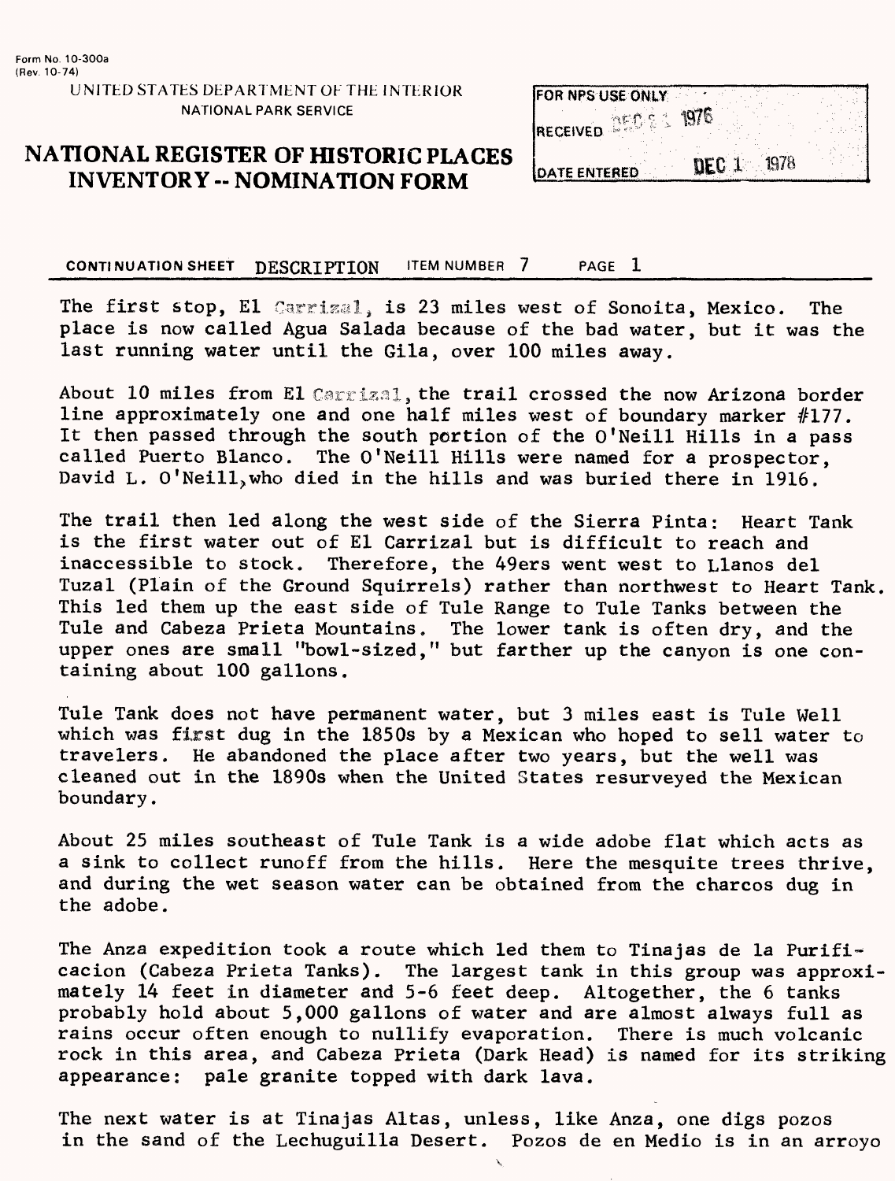Form No. 10-300a
(Rev. 10-74)

UNITED STATES DEPARTMENT OF THE INTERIOR
NATIONAL PARK SERVICE

# NATIONAL REGISTER OF HISTORIC PLACES INVENTORY -- NOMINATION FORM

| FOR NPS USE ONLY | |
|---|---|
| RECEIVED | DEC 2 1976 |
| DATE ENTERED | DEC 1 1978 |

**CONTINUATION SHEET** DESCRIPTION **ITEM NUMBER** 7 **PAGE** 1

The first stop, El Carrizal, is 23 miles west of Sonoita, Mexico. The place is now called Agua Salada because of the bad water, but it was the last running water until the Gila, over 100 miles away.

About 10 miles from El Carrizal, the trail crossed the now Arizona border line approximately one and one half miles west of boundary marker #177. It then passed through the south portion of the O'Neill Hills in a pass called Puerto Blanco. The O'Neill Hills were named for a prospector, David L. O'Neill, who died in the hills and was buried there in 1916.

The trail then led along the west side of the Sierra Pinta: Heart Tank is the first water out of El Carrizal but is difficult to reach and inaccessible to stock. Therefore, the 49ers went west to Llanos del Tuzal (Plain of the Ground Squirrels) rather than northwest to Heart Tank. This led them up the east side of Tule Range to Tule Tanks between the Tule and Cabeza Prieta Mountains. The lower tank is often dry, and the upper ones are small "bowl-sized," but farther up the canyon is one containing about 100 gallons.

Tule Tank does not have permanent water, but 3 miles east is Tule Well which was first dug in the 1850s by a Mexican who hoped to sell water to travelers. He abandoned the place after two years, but the well was cleaned out in the 1890s when the United States resurveyed the Mexican boundary.

About 25 miles southeast of Tule Tank is a wide adobe flat which acts as a sink to collect runoff from the hills. Here the mesquite trees thrive, and during the wet season water can be obtained from the charcos dug in the adobe.

The Anza expedition took a route which led them to Tinajas de la Purificacion (Cabeza Prieta Tanks). The largest tank in this group was approximately 14 feet in diameter and 5-6 feet deep. Altogether, the 6 tanks probably hold about 5,000 gallons of water and are almost always full as rains occur often enough to nullify evaporation. There is much volcanic rock in this area, and Cabeza Prieta (Dark Head) is named for its striking appearance: pale granite topped with dark lava.

The next water is at Tinajas Altas, unless, like Anza, one digs pozos in the sand of the Lechuguilla Desert. Pozos de en Medio is in an arroyo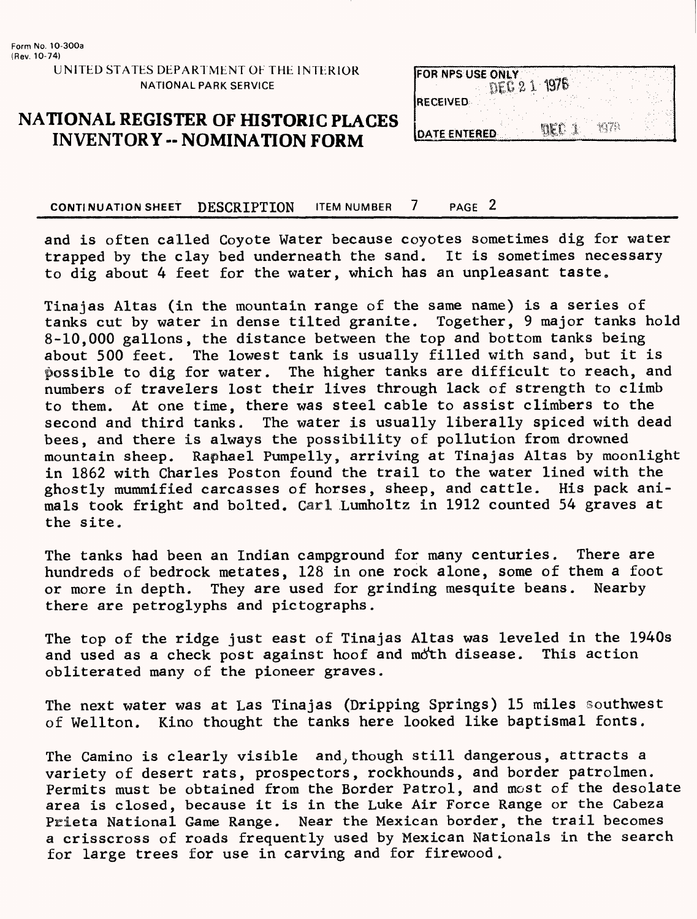Form No. 10-300a
(Rev. 10-74)

UNITED STATES DEPARTMENT OF THE INTERIOR
NATIONAL PARK SERVICE

# NATIONAL REGISTER OF HISTORIC PLACES INVENTORY -- NOMINATION FORM

| FOR NPS USE ONLY | |
|---|---|
| RECEIVED | DEC 21 1976 |
| DATE ENTERED | DEC 1 1978 |

**CONTINUATION SHEET** DESCRIPTION **ITEM NUMBER** 7 **PAGE** 2

and is often called Coyote Water because coyotes sometimes dig for water trapped by the clay bed underneath the sand. It is sometimes necessary to dig about 4 feet for the water, which has an unpleasant taste.

Tinajas Altas (in the mountain range of the same name) is a series of tanks cut by water in dense tilted granite. Together, 9 major tanks hold 8-10,000 gallons, the distance between the top and bottom tanks being about 500 feet. The lowest tank is usually filled with sand, but it is possible to dig for water. The higher tanks are difficult to reach, and numbers of travelers lost their lives through lack of strength to climb to them. At one time, there was steel cable to assist climbers to the second and third tanks. The water is usually liberally spiced with dead bees, and there is always the possibility of pollution from drowned mountain sheep. Raphael Pumpelly, arriving at Tinajas Altas by moonlight in 1862 with Charles Poston found the trail to the water lined with the ghostly mummified carcasses of horses, sheep, and cattle. His pack animals took fright and bolted. Carl Lumholtz in 1912 counted 54 graves at the site.

The tanks had been an Indian campground for many centuries. There are hundreds of bedrock metates, 128 in one rock alone, some of them a foot or more in depth. They are used for grinding mesquite beans. Nearby there are petroglyphs and pictographs.

The top of the ridge just east of Tinajas Altas was leveled in the 1940s and used as a check post against hoof and moth disease. This action obliterated many of the pioneer graves.

The next water was at Las Tinajas (Dripping Springs) 15 miles southwest of Wellton. Kino thought the tanks here looked like baptismal fonts.

The Camino is clearly visible and, though still dangerous, attracts a variety of desert rats, prospectors, rockhounds, and border patrolmen. Permits must be obtained from the Border Patrol, and most of the desolate area is closed, because it is in the Luke Air Force Range or the Cabeza Prieta National Game Range. Near the Mexican border, the trail becomes a crisscross of roads frequently used by Mexican Nationals in the search for large trees for use in carving and for firewood.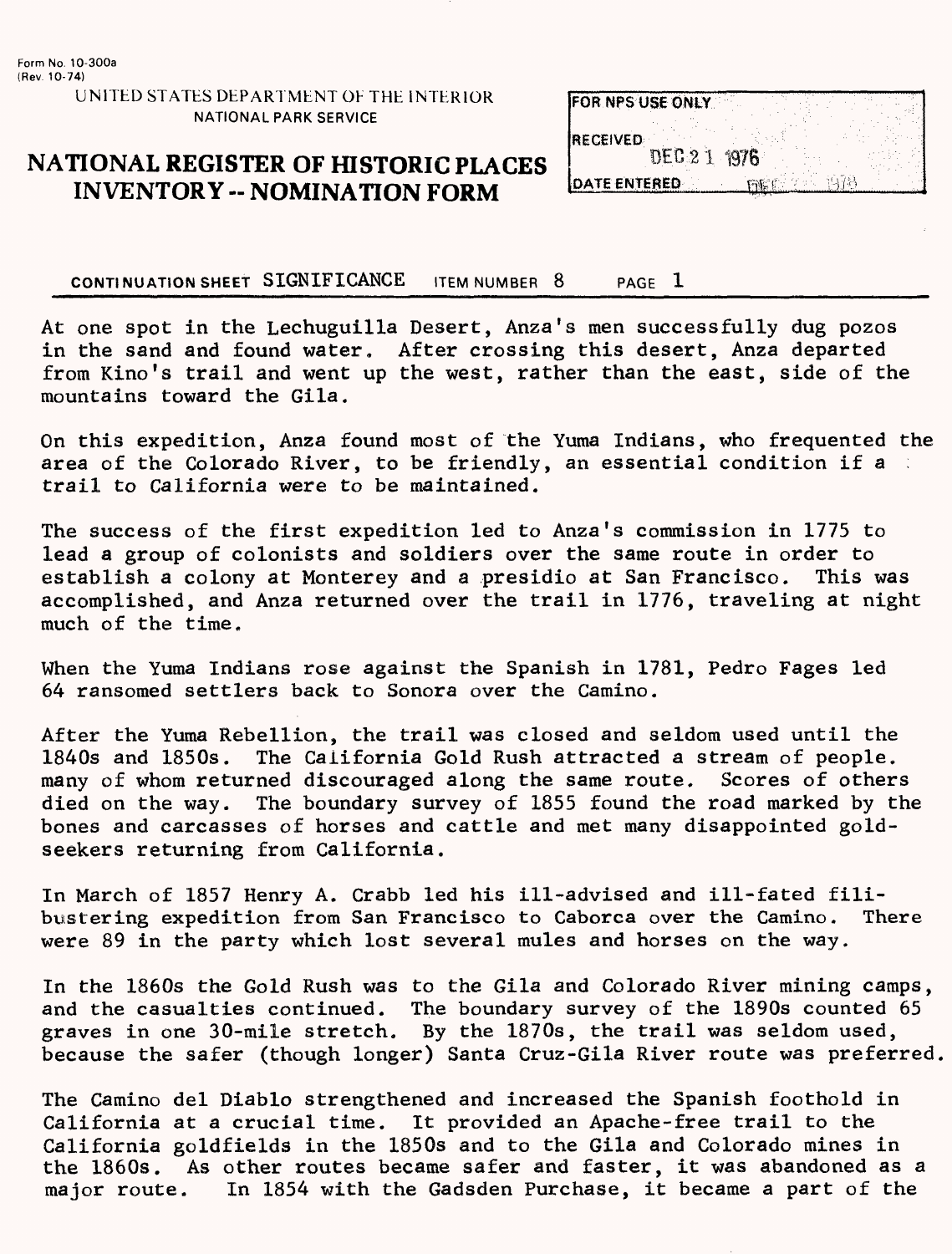Form No. 10-300a
(Rev. 10-74)

UNITED STATES DEPARTMENT OF THE INTERIOR
NATIONAL PARK SERVICE

# NATIONAL REGISTER OF HISTORIC PLACES INVENTORY -- NOMINATION FORM

| FOR NPS USE ONLY |
|---|
| RECEIVED DEC 21 1976 |
| DATE ENTERED DEC 1978 |

CONTINUATION SHEET SIGNIFICANCE ITEM NUMBER 8 PAGE 1

At one spot in the Lechuguilla Desert, Anza's men successfully dug pozos in the sand and found water. After crossing this desert, Anza departed from Kino's trail and went up the west, rather than the east, side of the mountains toward the Gila.

On this expedition, Anza found most of the Yuma Indians, who frequented the area of the Colorado River, to be friendly, an essential condition if a trail to California were to be maintained.

The success of the first expedition led to Anza's commission in 1775 to lead a group of colonists and soldiers over the same route in order to establish a colony at Monterey and a presidio at San Francisco. This was accomplished, and Anza returned over the trail in 1776, traveling at night much of the time.

When the Yuma Indians rose against the Spanish in 1781, Pedro Fages led 64 ransomed settlers back to Sonora over the Camino.

After the Yuma Rebellion, the trail was closed and seldom used until the 1840s and 1850s. The California Gold Rush attracted a stream of people. many of whom returned discouraged along the same route. Scores of others died on the way. The boundary survey of 1855 found the road marked by the bones and carcasses of horses and cattle and met many disappointed gold-seekers returning from California.

In March of 1857 Henry A. Crabb led his ill-advised and ill-fated filibustering expedition from San Francisco to Caborca over the Camino. There were 89 in the party which lost several mules and horses on the way.

In the 1860s the Gold Rush was to the Gila and Colorado River mining camps, and the casualties continued. The boundary survey of the 1890s counted 65 graves in one 30-mile stretch. By the 1870s, the trail was seldom used, because the safer (though longer) Santa Cruz-Gila River route was preferred.

The Camino del Diablo strengthened and increased the Spanish foothold in California at a crucial time. It provided an Apache-free trail to the California goldfields in the 1850s and to the Gila and Colorado mines in the 1860s. As other routes became safer and faster, it was abandoned as a major route. In 1854 with the Gadsden Purchase, it became a part of the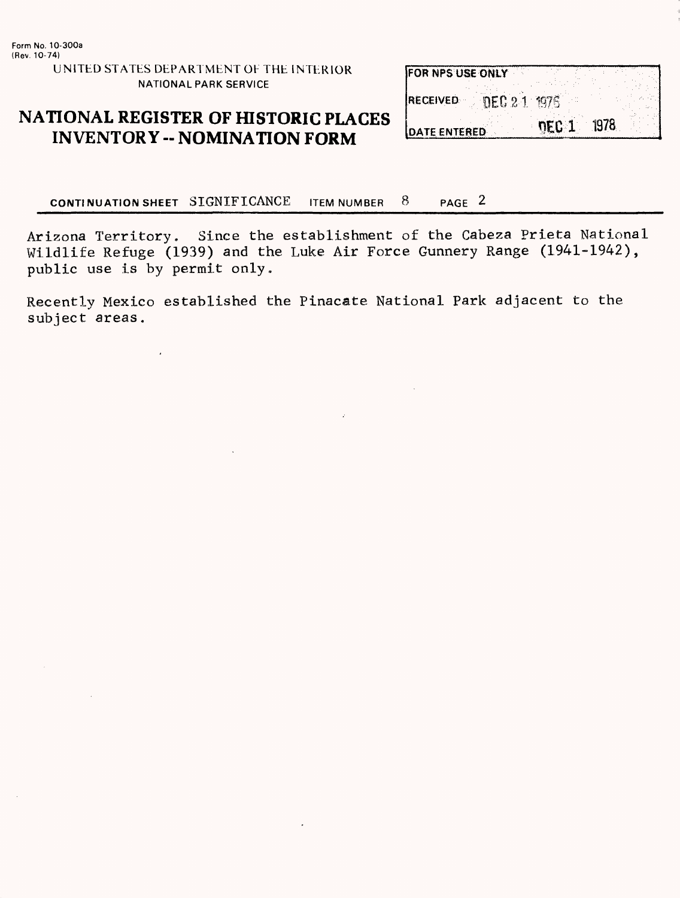Form No. 10-300a
(Rev. 10-74)

UNITED STATES DEPARTMENT OF THE INTERIOR
NATIONAL PARK SERVICE

# NATIONAL REGISTER OF HISTORIC PLACES INVENTORY -- NOMINATION FORM

| FOR NPS USE ONLY | |
|---|---|
| RECEIVED | DEC 21 1976 |
| DATE ENTERED | DEC 1 1978 |

**CONTINUATION SHEET** SIGNIFICANCE **ITEM NUMBER** 8 **PAGE** 2

Arizona Territory. Since the establishment of the Cabeza Prieta National Wildlife Refuge (1939) and the Luke Air Force Gunnery Range (1941-1942), public use is by permit only.

Recently Mexico established the Pinacate National Park adjacent to the subject areas.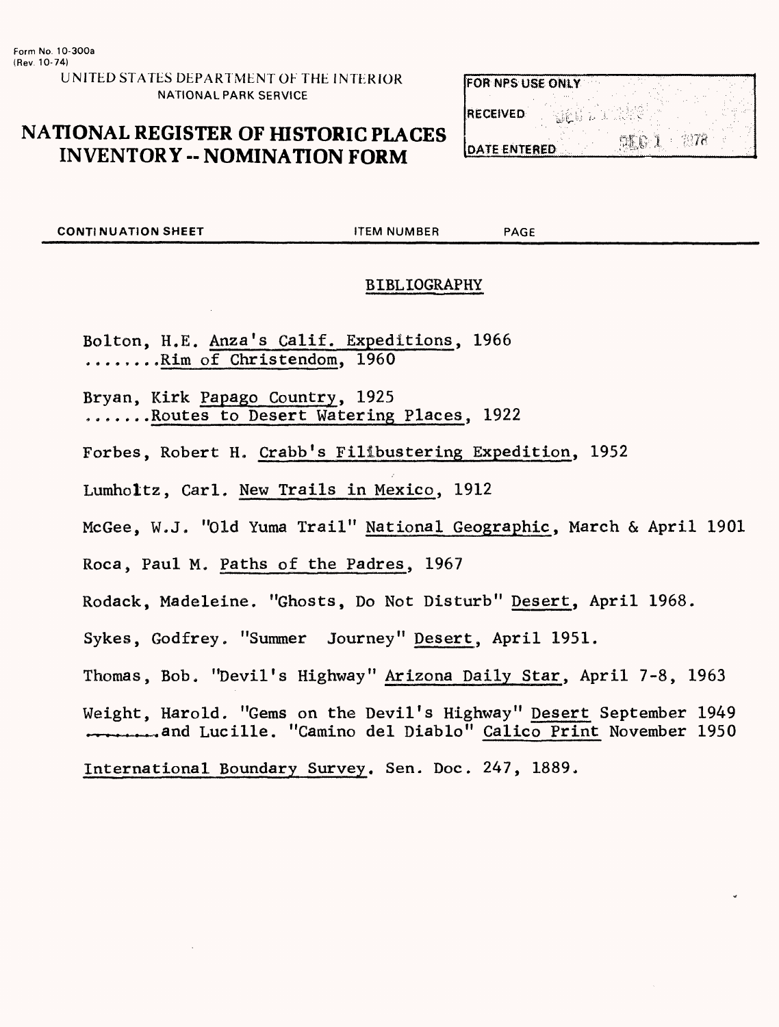Form No. 10-300a
(Rev. 10-74)

UNITED STATES DEPARTMENT OF THE INTERIOR
NATIONAL PARK SERVICE

# NATIONAL REGISTER OF HISTORIC PLACES INVENTORY -- NOMINATION FORM

| FOR NPS USE ONLY | |
|---|---|
| RECEIVED | |
| DATE ENTERED | DEC 1 1978 |

CONTINUATION SHEET ITEM NUMBER PAGE

## BIBLIOGRAPHY

Bolton, H.E. Anza's Calif. Expeditions, 1966
........Rim of Christendom, 1960

Bryan, Kirk Papago Country, 1925
.......Routes to Desert Watering Places, 1922

Forbes, Robert H. Crabb's Filibustering Expedition, 1952

Lumholtz, Carl. New Trails in Mexico, 1912

McGee, W.J. "Old Yuma Trail" National Geographic, March & April 1901

Roca, Paul M. Paths of the Padres, 1967

Rodack, Madeleine. "Ghosts, Do Not Disturb" Desert, April 1968.

Sykes, Godfrey. "Summer Journey" Desert, April 1951.

Thomas, Bob. "Devil's Highway" Arizona Daily Star, April 7-8, 1963

Weight, Harold. "Gems on the Devil's Highway" Desert September 1949
........and Lucille. "Camino del Diablo" Calico Print November 1950

International Boundary Survey. Sen. Doc. 247, 1889.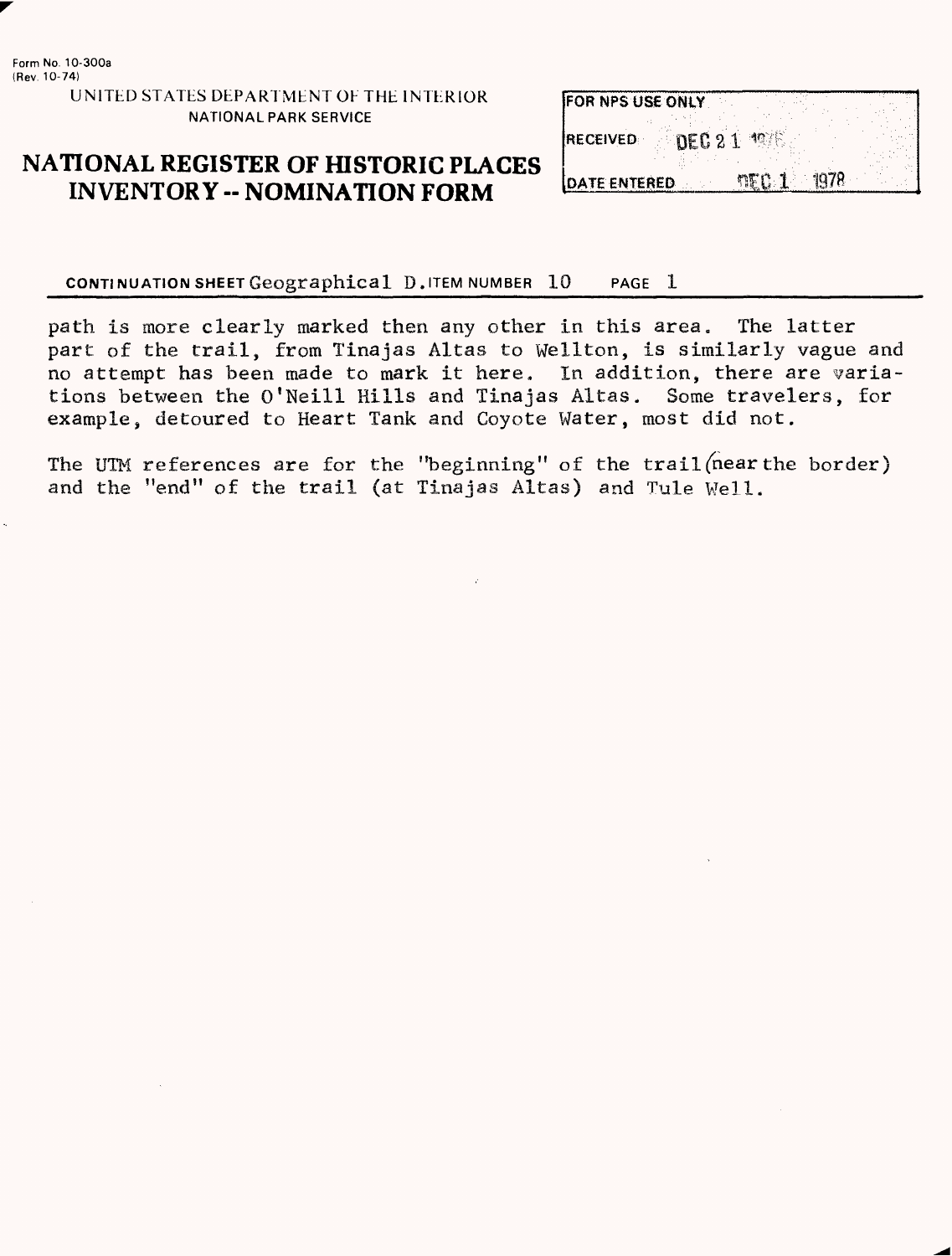Form No. 10-300a
(Rev. 10-74)

UNITED STATES DEPARTMENT OF THE INTERIOR
NATIONAL PARK SERVICE

# NATIONAL REGISTER OF HISTORIC PLACES INVENTORY -- NOMINATION FORM

| FOR NPS USE ONLY | |
|---|---|
| RECEIVED | DEC 21 1978 |
| DATE ENTERED | DEC 1 1978 |

**CONTINUATION SHEET** Geographical D. **ITEM NUMBER** 10 **PAGE** 1

path is more clearly marked then any other in this area. The latter part of the trail, from Tinajas Altas to Wellton, is similarly vague and no attempt has been made to mark it here. In addition, there are variations between the O'Neill Hills and Tinajas Altas. Some travelers, for example, detoured to Heart Tank and Coyote Water, most did not.

The UTM references are for the "beginning" of the trail (near the border) and the "end" of the trail (at Tinajas Altas) and Tule Well.